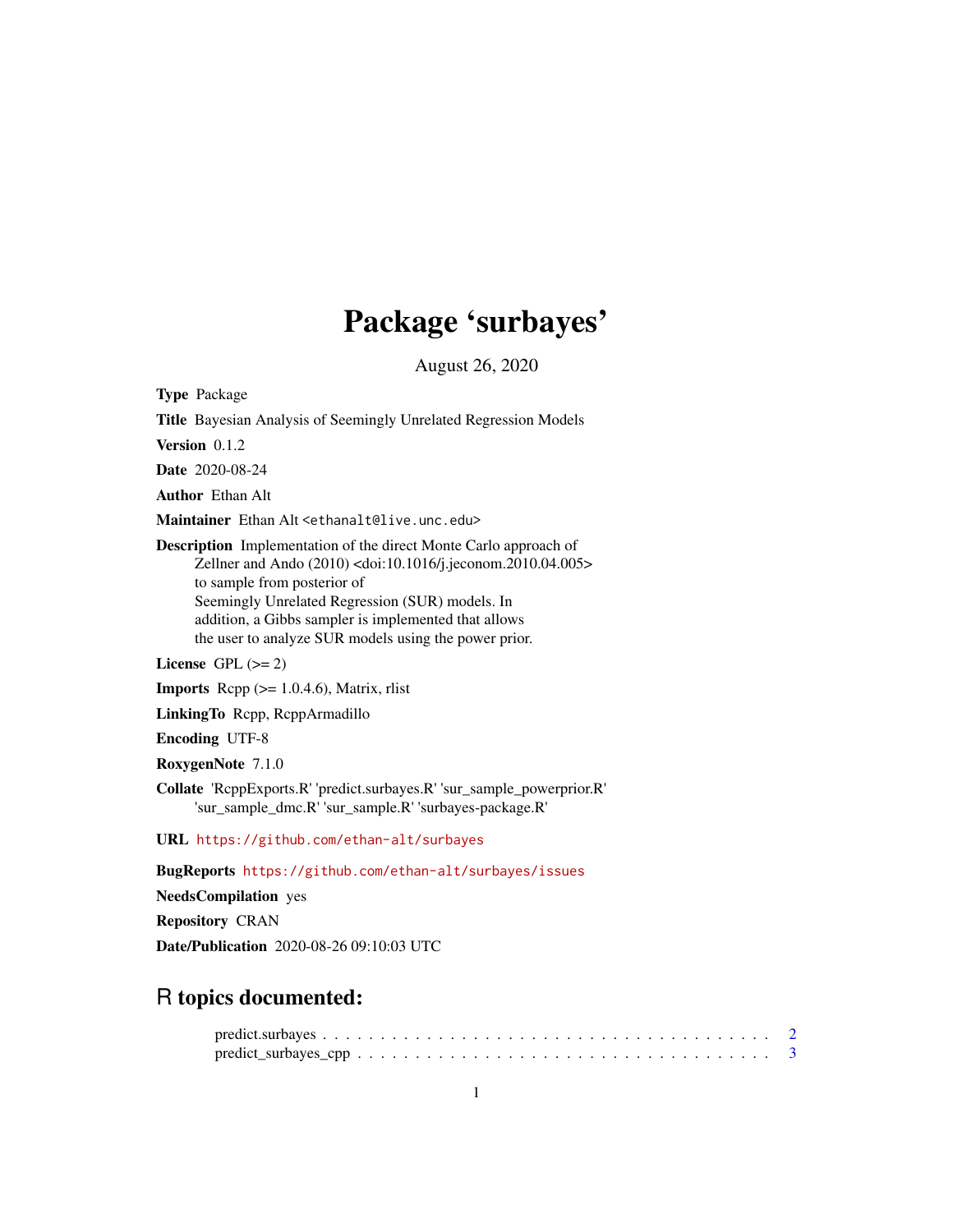# Package 'surbayes'

August 26, 2020

**Type** Package

**Title** Bayesian Analysis of Seemingly Unrelated Regression Models

**Version** 0.1.2

**Date** 2020-08-24

**Author** Ethan Alt

**Maintainer** Ethan Alt <ethanalt@live.unc.edu>

**Description** Implementation of the direct Monte Carlo approach of Zellner and Ando (2010) <doi:10.1016/j.jeconom.2010.04.005> to sample from posterior of Seemingly Unrelated Regression (SUR) models. In addition, a Gibbs sampler is implemented that allows the user to analyze SUR models using the power prior.

**License** GPL (>= 2)

**Imports** Rcpp (>= 1.0.4.6), Matrix, rlist

**LinkingTo** Rcpp, RcppArmadillo

**Encoding** UTF-8

**RoxygenNote** 7.1.0

**Collate** 'RcppExports.R' 'predict.surbayes.R' 'sur_sample_powerprior.R' 'sur_sample_dmc.R' 'sur_sample.R' 'surbayes-package.R'

**URL** https://github.com/ethan-alt/surbayes

**BugReports** https://github.com/ethan-alt/surbayes/issues

**NeedsCompilation** yes

**Repository** CRAN

**Date/Publication** 2020-08-26 09:10:03 UTC

## R topics documented:

predict.surbayes . . . . . . . . . . . . . . . . . . . . . . . . . . . . . . . . . . . . . . . . 2
predict_surbayes_cpp . . . . . . . . . . . . . . . . . . . . . . . . . . . . . . . . . . . . . 3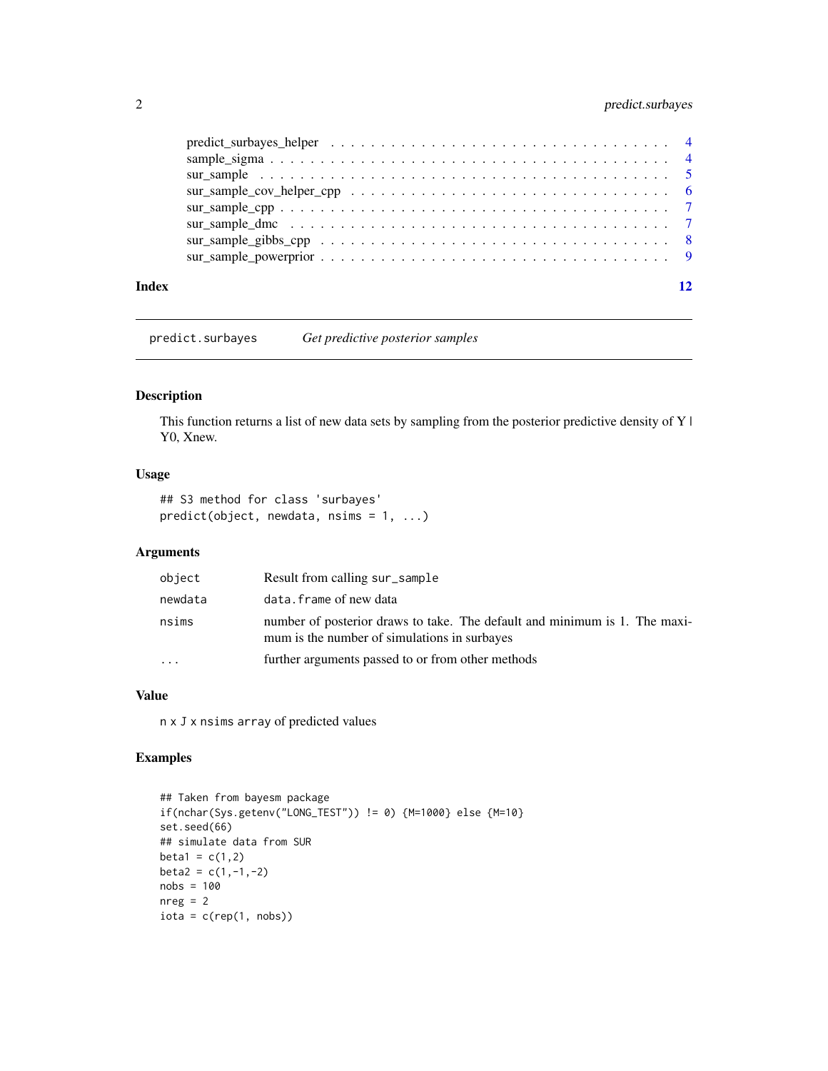predict_surbayes_helper . . . . . . . . . . . . . . . . . . . . . . . . . . . . . . . . . 4
sample_sigma . . . . . . . . . . . . . . . . . . . . . . . . . . . . . . . . . . . . . . . 4
sur_sample . . . . . . . . . . . . . . . . . . . . . . . . . . . . . . . . . . . . . . . . 5
sur_sample_cov_helper_cpp . . . . . . . . . . . . . . . . . . . . . . . . . . . . . . . 6
sur_sample_cpp . . . . . . . . . . . . . . . . . . . . . . . . . . . . . . . . . . . . . . 7
sur_sample_dmc . . . . . . . . . . . . . . . . . . . . . . . . . . . . . . . . . . . . . . 7
sur_sample_gibbs_cpp . . . . . . . . . . . . . . . . . . . . . . . . . . . . . . . . . . 8
sur_sample_powerprior . . . . . . . . . . . . . . . . . . . . . . . . . . . . . . . . . . 9

**Index** 12

---

## predict.surbayes *Get predictive posterior samples*

### Description

This function returns a list of new data sets by sampling from the posterior predictive density of Y | Y0, Xnew.

### Usage

```
## S3 method for class 'surbayes'
predict(object, newdata, nsims = 1, ...)
```

### Arguments

| | |
|---|---|
| `object` | Result from calling `sur_sample` |
| `newdata` | `data.frame` of new data |
| `nsims` | number of posterior draws to take. The default and minimum is 1. The maximum is the number of simulations in surbayes |
| `...` | further arguments passed to or from other methods |

### Value

`n x J x nsims array` of predicted values

### Examples

```
## Taken from bayesm package
if(nchar(Sys.getenv("LONG_TEST")) != 0) {M=1000} else {M=10}
set.seed(66)
## simulate data from SUR
beta1 = c(1,2)
beta2 = c(1,-1,-2)
nobs = 100
nreg = 2
iota = c(rep(1, nobs))
```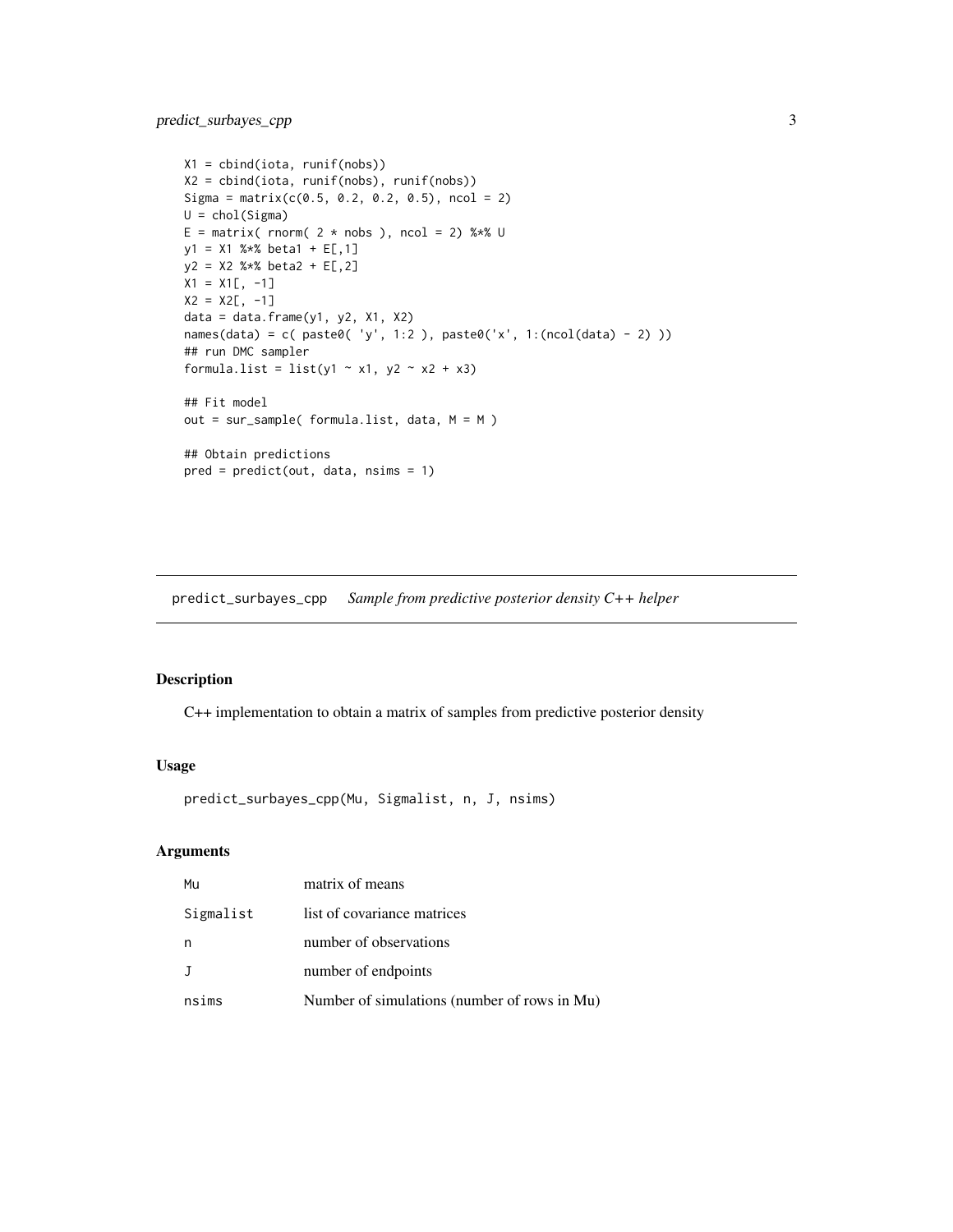```
X1 = cbind(iota, runif(nobs))
X2 = cbind(iota, runif(nobs), runif(nobs))
Sigma = matrix(c(0.5, 0.2, 0.2, 0.5), ncol = 2)
U = chol(Sigma)
E = matrix( rnorm( 2 * nobs ), ncol = 2) %*% U
y1 = X1 %*% beta1 + E[,1]
y2 = X2 %*% beta2 + E[,2]
X1 = X1[, -1]
X2 = X2[, -1]
data = data.frame(y1, y2, X1, X2)
names(data) = c( paste0( 'y', 1:2 ), paste0('x', 1:(ncol(data) - 2) ))
## run DMC sampler
formula.list = list(y1 ~ x1, y2 ~ x2 + x3)

## Fit model
out = sur_sample( formula.list, data, M = M )

## Obtain predictions
pred = predict(out, data, nsims = 1)
```

## predict_surbayes_cpp *Sample from predictive posterior density C++ helper*

### Description

C++ implementation to obtain a matrix of samples from predictive posterior density

### Usage

```
predict_surbayes_cpp(Mu, Sigmalist, n, J, nsims)
```

### Arguments

| | |
|---|---|
| Mu | matrix of means |
| Sigmalist | list of covariance matrices |
| n | number of observations |
| J | number of endpoints |
| nsims | Number of simulations (number of rows in Mu) |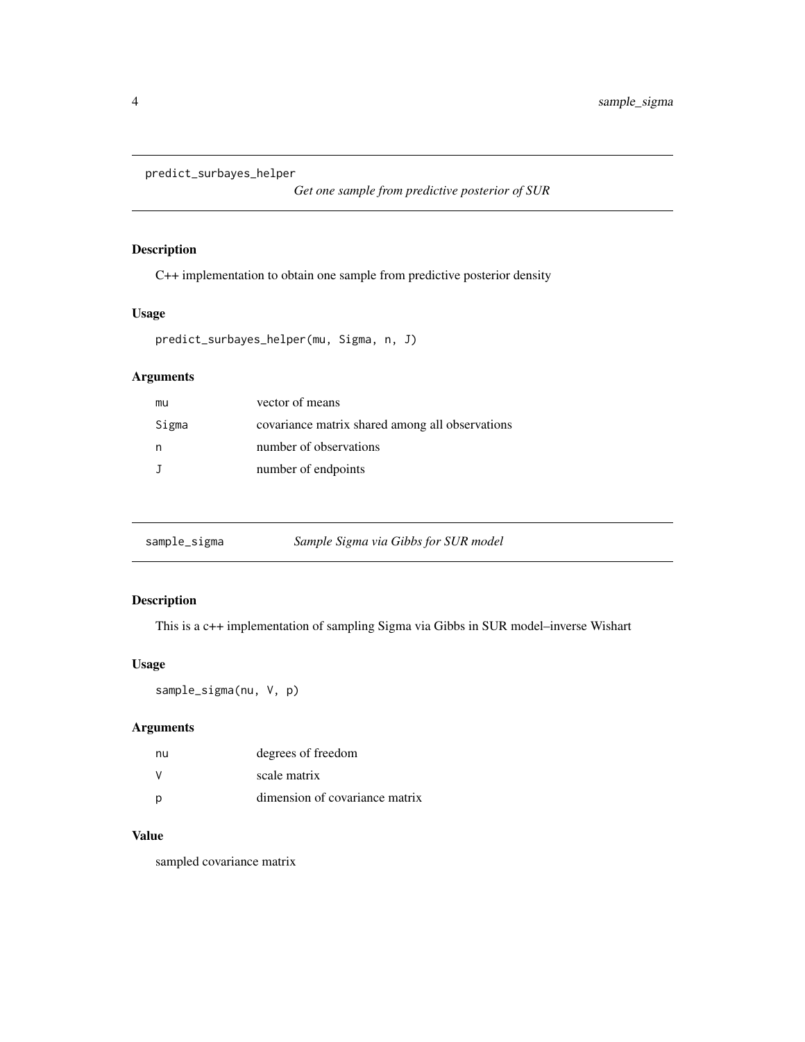## predict_surbayes_helper

*Get one sample from predictive posterior of SUR*

### Description

C++ implementation to obtain one sample from predictive posterior density

### Usage

```
predict_surbayes_helper(mu, Sigma, n, J)
```

### Arguments

| | |
|---|---|
| mu | vector of means |
| Sigma | covariance matrix shared among all observations |
| n | number of observations |
| J | number of endpoints |

## sample_sigma

*Sample Sigma via Gibbs for SUR model*

### Description

This is a c++ implementation of sampling Sigma via Gibbs in SUR model–inverse Wishart

### Usage

```
sample_sigma(nu, V, p)
```

### Arguments

| | |
|---|---|
| nu | degrees of freedom |
| V | scale matrix |
| p | dimension of covariance matrix |

### Value

sampled covariance matrix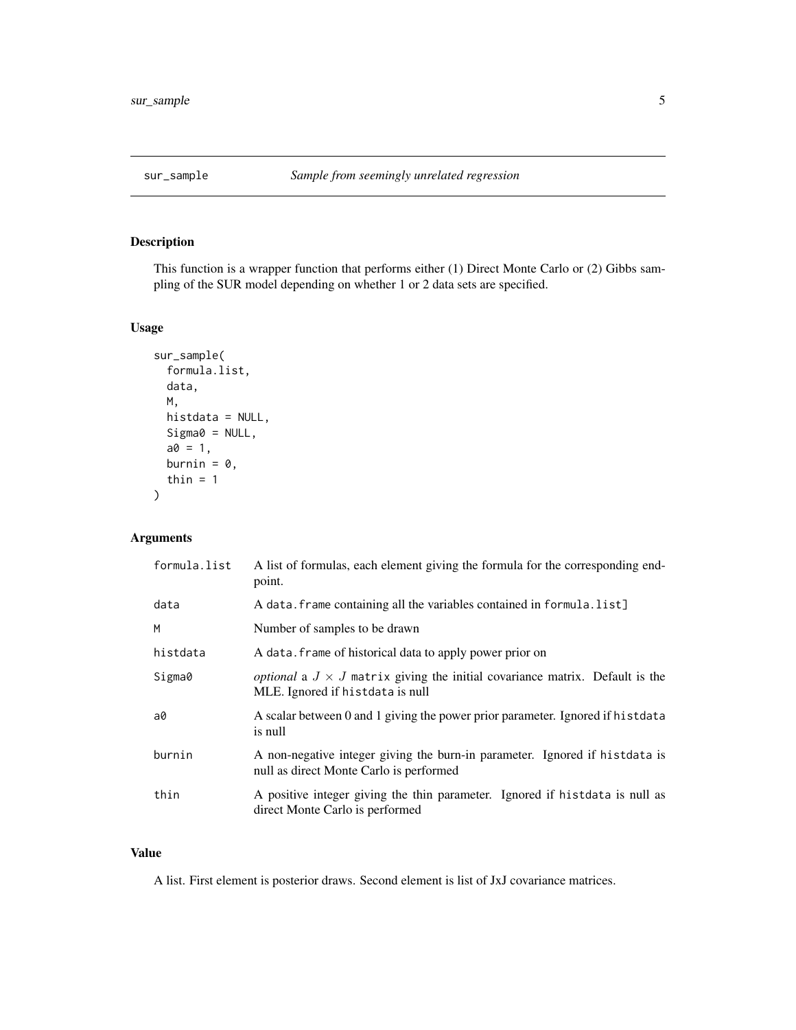# sur_sample — *Sample from seemingly unrelated regression*

## Description

This function is a wrapper function that performs either (1) Direct Monte Carlo or (2) Gibbs sampling of the SUR model depending on whether 1 or 2 data sets are specified.

## Usage

```
sur_sample(
  formula.list,
  data,
  M,
  histdata = NULL,
  Sigma0 = NULL,
  a0 = 1,
  burnin = 0,
  thin = 1
)
```

## Arguments

| | |
|---|---|
| formula.list | A list of formulas, each element giving the formula for the corresponding endpoint. |
| data | A `data.frame` containing all the variables contained in `formula.list]` |
| M | Number of samples to be drawn |
| histdata | A `data.frame` of historical data to apply power prior on |
| Sigma0 | *optional* a $J \times J$ `matrix` giving the initial covariance matrix. Default is the MLE. Ignored if `histdata` is null |
| a0 | A scalar between 0 and 1 giving the power prior parameter. Ignored if `histdata` is null |
| burnin | A non-negative integer giving the burn-in parameter. Ignored if `histdata` is null as direct Monte Carlo is performed |
| thin | A positive integer giving the thin parameter. Ignored if `histdata` is null as direct Monte Carlo is performed |

## Value

A list. First element is posterior draws. Second element is list of JxJ covariance matrices.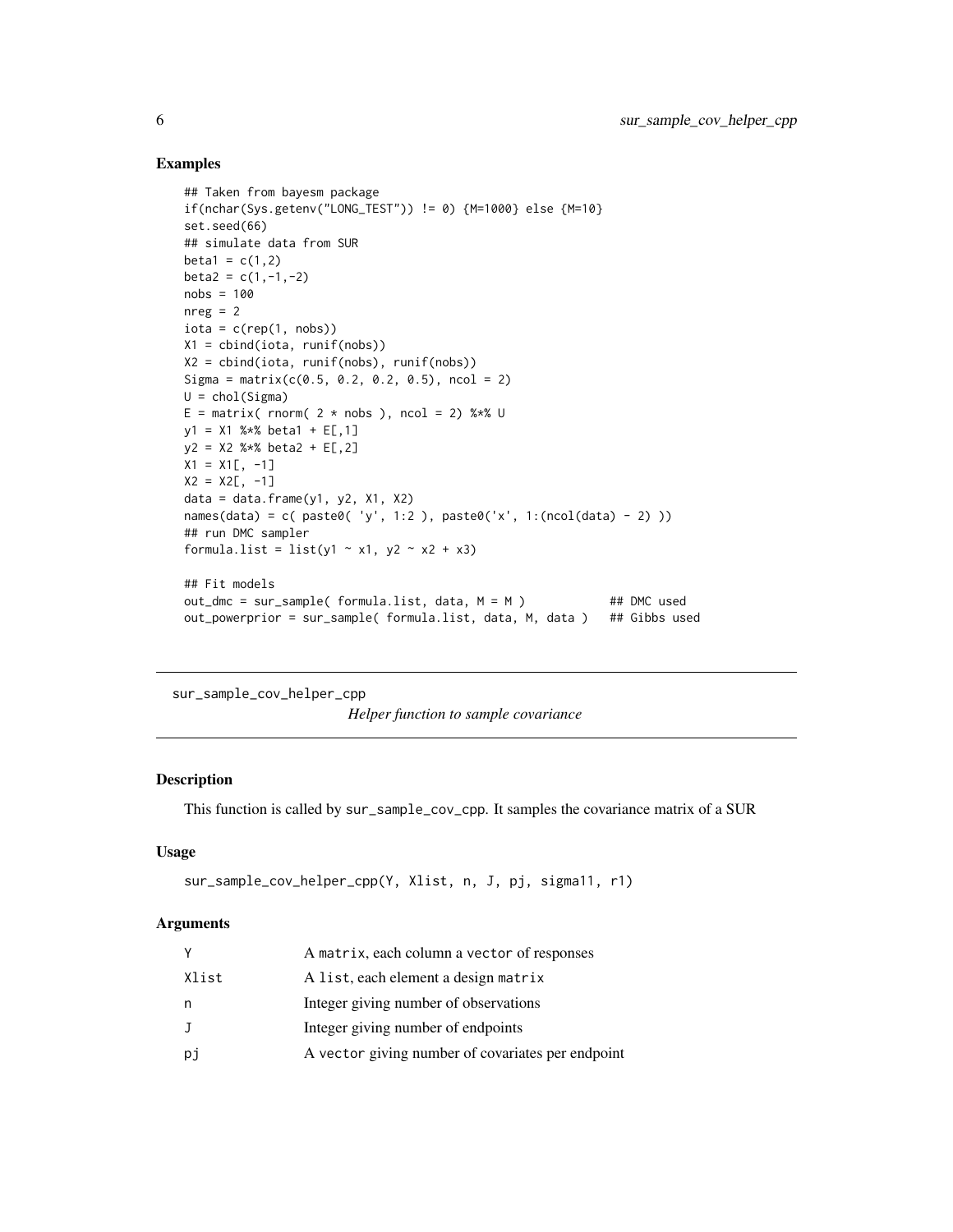## Examples

```
## Taken from bayesm package
if(nchar(Sys.getenv("LONG_TEST")) != 0) {M=1000} else {M=10}
set.seed(66)
## simulate data from SUR
beta1 = c(1,2)
beta2 = c(1,-1,-2)
nobs = 100
nreg = 2
iota = c(rep(1, nobs))
X1 = cbind(iota, runif(nobs))
X2 = cbind(iota, runif(nobs), runif(nobs))
Sigma = matrix(c(0.5, 0.2, 0.2, 0.5), ncol = 2)
U = chol(Sigma)
E = matrix( rnorm( 2 * nobs ), ncol = 2) %*% U
y1 = X1 %*% beta1 + E[,1]
y2 = X2 %*% beta2 + E[,2]
X1 = X1[, -1]
X2 = X2[, -1]
data = data.frame(y1, y2, X1, X2)
names(data) = c( paste0( 'y', 1:2 ), paste0('x', 1:(ncol(data) - 2) ))
## run DMC sampler
formula.list = list(y1 ~ x1, y2 ~ x2 + x3)

## Fit models
out_dmc = sur_sample( formula.list, data, M = M )            ## DMC used
out_powerprior = sur_sample( formula.list, data, M, data )   ## Gibbs used
```

---

# sur_sample_cov_helper_cpp

*Helper function to sample covariance*

## Description

This function is called by `sur_sample_cov_cpp`. It samples the covariance matrix of a SUR

## Usage

```
sur_sample_cov_helper_cpp(Y, Xlist, n, J, pj, sigma11, r1)
```

## Arguments

| | |
|---|---|
| Y | A `matrix`, each column a `vector` of responses |
| Xlist | A `list`, each element a design `matrix` |
| n | Integer giving number of observations |
| J | Integer giving number of endpoints |
| pj | A `vector` giving number of covariates per endpoint |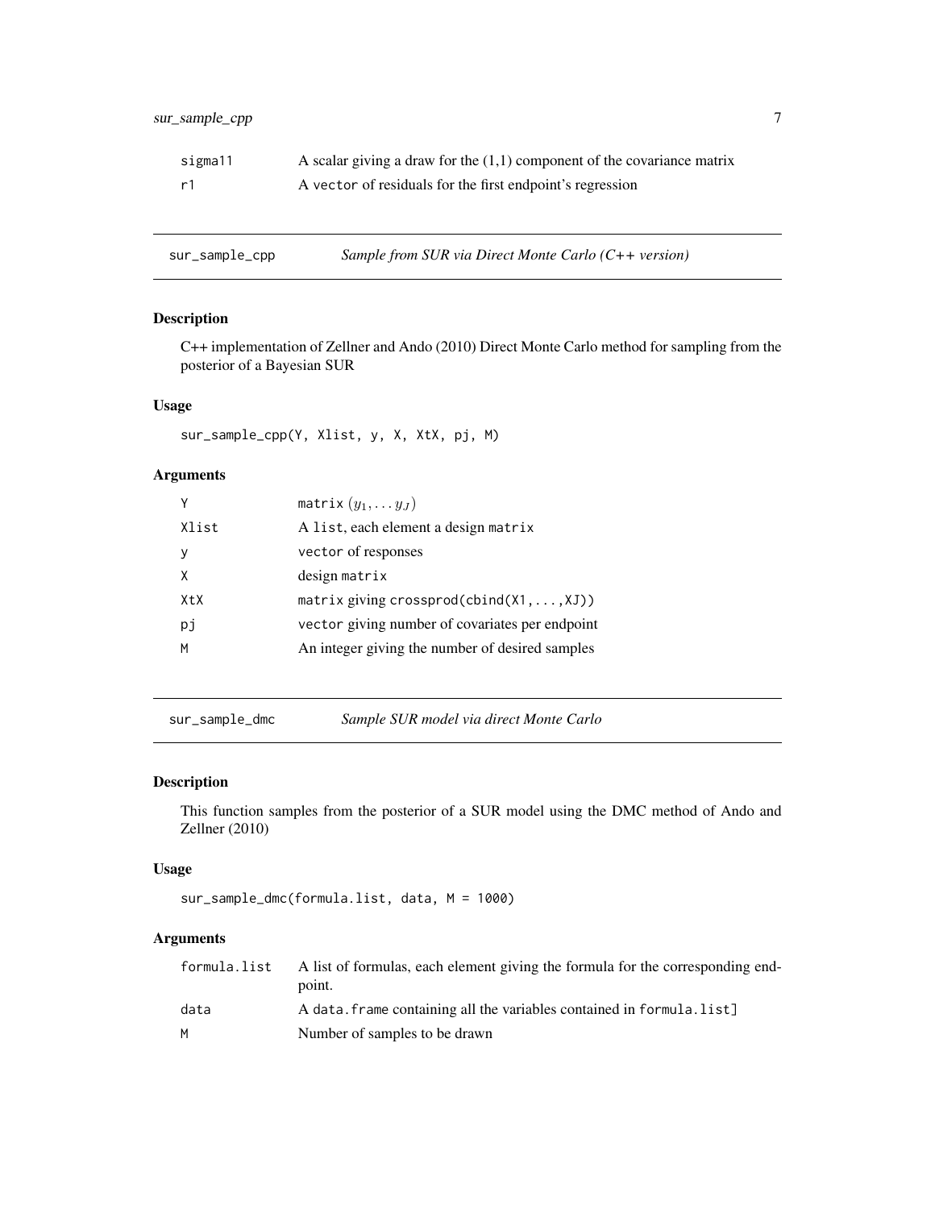| | |
|---|---|
| sigma11 | A scalar giving a draw for the (1,1) component of the covariance matrix |
| r1 | A vector of residuals for the first endpoint's regression |

## sur_sample_cpp — *Sample from SUR via Direct Monte Carlo (C++ version)*

### Description

C++ implementation of Zellner and Ando (2010) Direct Monte Carlo method for sampling from the posterior of a Bayesian SUR

### Usage

```
sur_sample_cpp(Y, Xlist, y, X, XtX, pj, M)
```

### Arguments

| | |
|---|---|
| Y | matrix $(y_1, \ldots y_J)$ |
| Xlist | A list, each element a design matrix |
| y | vector of responses |
| X | design matrix |
| XtX | matrix giving crossprod(cbind(X1,...,XJ)) |
| pj | vector giving number of covariates per endpoint |
| M | An integer giving the number of desired samples |

## sur_sample_dmc — *Sample SUR model via direct Monte Carlo*

### Description

This function samples from the posterior of a SUR model using the DMC method of Ando and Zellner (2010)

### Usage

```
sur_sample_dmc(formula.list, data, M = 1000)
```

### Arguments

| | |
|---|---|
| formula.list | A list of formulas, each element giving the formula for the corresponding endpoint. |
| data | A data.frame containing all the variables contained in formula.list] |
| M | Number of samples to be drawn |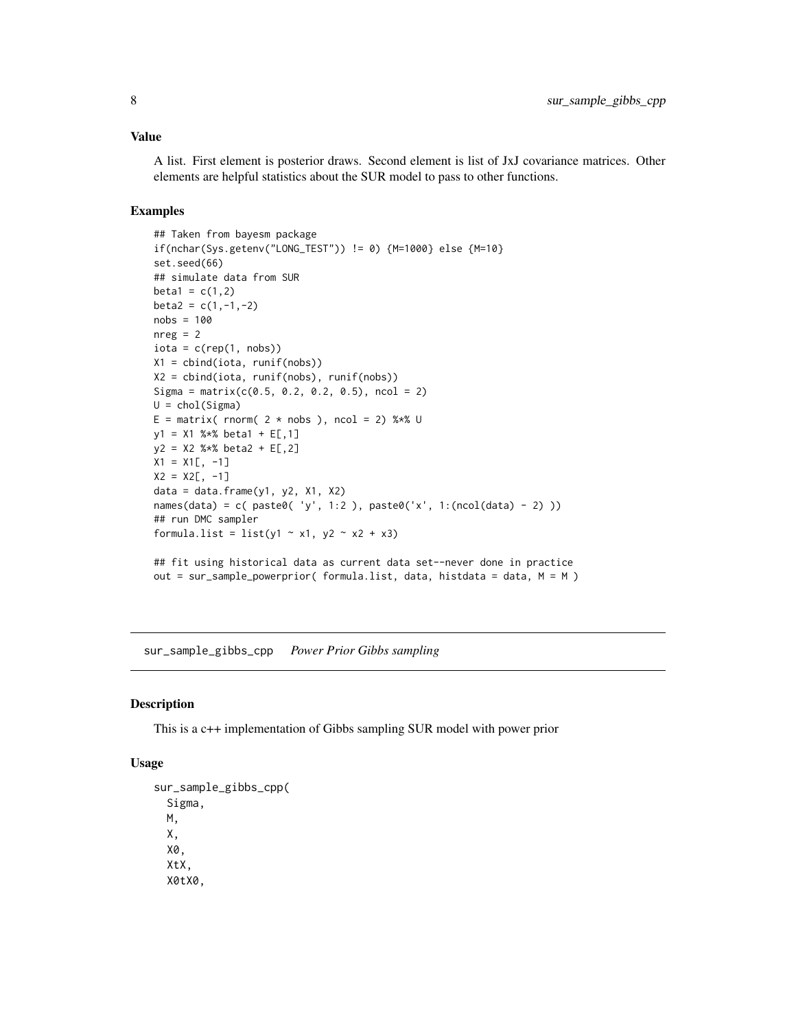### Value

A list. First element is posterior draws. Second element is list of JxJ covariance matrices. Other elements are helpful statistics about the SUR model to pass to other functions.

### Examples

```
## Taken from bayesm package
if(nchar(Sys.getenv("LONG_TEST")) != 0) {M=1000} else {M=10}
set.seed(66)
## simulate data from SUR
beta1 = c(1,2)
beta2 = c(1,-1,-2)
nobs = 100
nreg = 2
iota = c(rep(1, nobs))
X1 = cbind(iota, runif(nobs))
X2 = cbind(iota, runif(nobs), runif(nobs))
Sigma = matrix(c(0.5, 0.2, 0.2, 0.5), ncol = 2)
U = chol(Sigma)
E = matrix( rnorm( 2 * nobs ), ncol = 2) %*% U
y1 = X1 %*% beta1 + E[,1]
y2 = X2 %*% beta2 + E[,2]
X1 = X1[, -1]
X2 = X2[, -1]
data = data.frame(y1, y2, X1, X2)
names(data) = c( paste0( 'y', 1:2 ), paste0('x', 1:(ncol(data) - 2) ))
## run DMC sampler
formula.list = list(y1 ~ x1, y2 ~ x2 + x3)

## fit using historical data as current data set--never done in practice
out = sur_sample_powerprior( formula.list, data, histdata = data, M = M )
```

---

## sur_sample_gibbs_cpp    *Power Prior Gibbs sampling*

### Description

This is a c++ implementation of Gibbs sampling SUR model with power prior

### Usage

```
sur_sample_gibbs_cpp(
  Sigma,
  M,
  X,
  X0,
  XtX,
  X0tX0,
```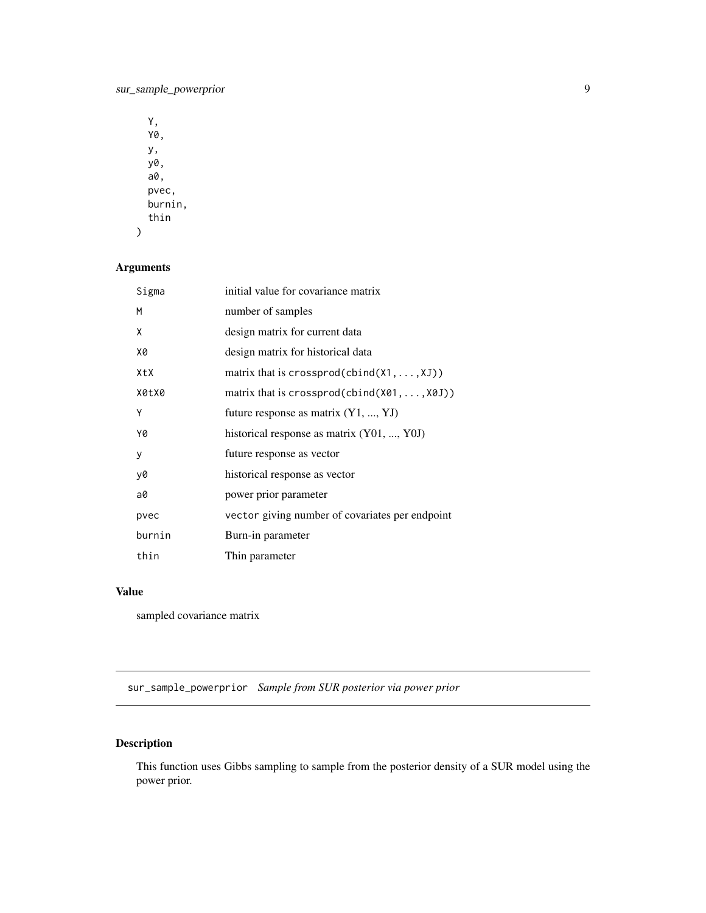```
  Y,
  Y0,
  y,
  y0,
  a0,
  pvec,
  burnin,
  thin
)
```

### Arguments

| | |
|---|---|
| Sigma | initial value for covariance matrix |
| M | number of samples |
| X | design matrix for current data |
| X0 | design matrix for historical data |
| XtX | matrix that is crossprod(cbind(X1,...,XJ)) |
| X0tX0 | matrix that is crossprod(cbind(X01,...,X0J)) |
| Y | future response as matrix (Y1, ..., YJ) |
| Y0 | historical response as matrix (Y01, ..., Y0J) |
| y | future response as vector |
| y0 | historical response as vector |
| a0 | power prior parameter |
| pvec | vector giving number of covariates per endpoint |
| burnin | Burn-in parameter |
| thin | Thin parameter |

### Value

sampled covariance matrix

---

## sur_sample_powerprior *Sample from SUR posterior via power prior*

### Description

This function uses Gibbs sampling to sample from the posterior density of a SUR model using the power prior.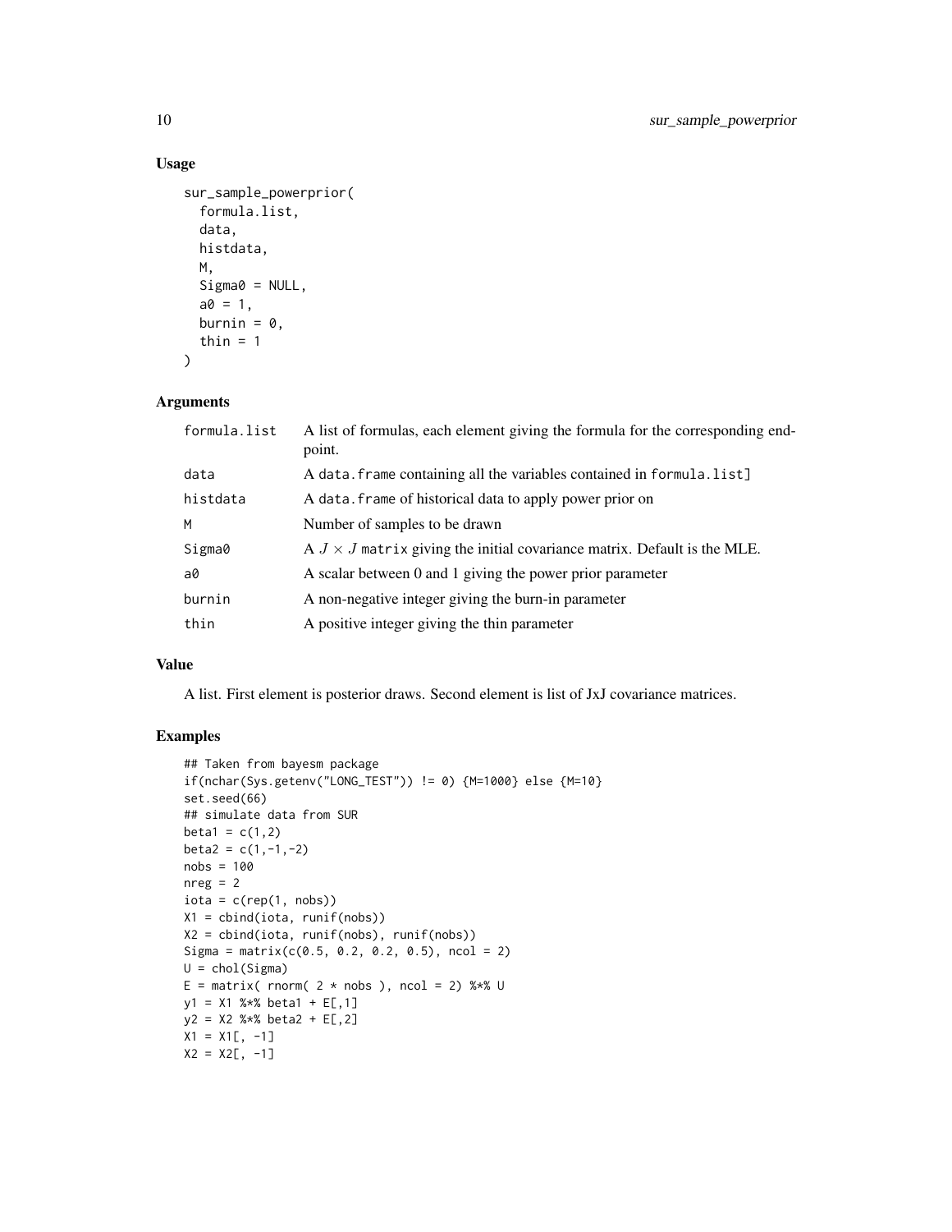## Usage

```
sur_sample_powerprior(
  formula.list,
  data,
  histdata,
  M,
  Sigma0 = NULL,
  a0 = 1,
  burnin = 0,
  thin = 1
)
```

## Arguments

| | |
|---|---|
| formula.list | A list of formulas, each element giving the formula for the corresponding endpoint. |
| data | A data.frame containing all the variables contained in formula.list] |
| histdata | A data.frame of historical data to apply power prior on |
| M | Number of samples to be drawn |
| Sigma0 | A $J \times J$ matrix giving the initial covariance matrix. Default is the MLE. |
| a0 | A scalar between 0 and 1 giving the power prior parameter |
| burnin | A non-negative integer giving the burn-in parameter |
| thin | A positive integer giving the thin parameter |

## Value

A list. First element is posterior draws. Second element is list of JxJ covariance matrices.

## Examples

```
## Taken from bayesm package
if(nchar(Sys.getenv("LONG_TEST")) != 0) {M=1000} else {M=10}
set.seed(66)
## simulate data from SUR
beta1 = c(1,2)
beta2 = c(1,-1,-2)
nobs = 100
nreg = 2
iota = c(rep(1, nobs))
X1 = cbind(iota, runif(nobs))
X2 = cbind(iota, runif(nobs), runif(nobs))
Sigma = matrix(c(0.5, 0.2, 0.2, 0.5), ncol = 2)
U = chol(Sigma)
E = matrix( rnorm( 2 * nobs ), ncol = 2) %*% U
y1 = X1 %*% beta1 + E[,1]
y2 = X2 %*% beta2 + E[,2]
X1 = X1[, -1]
X2 = X2[, -1]
```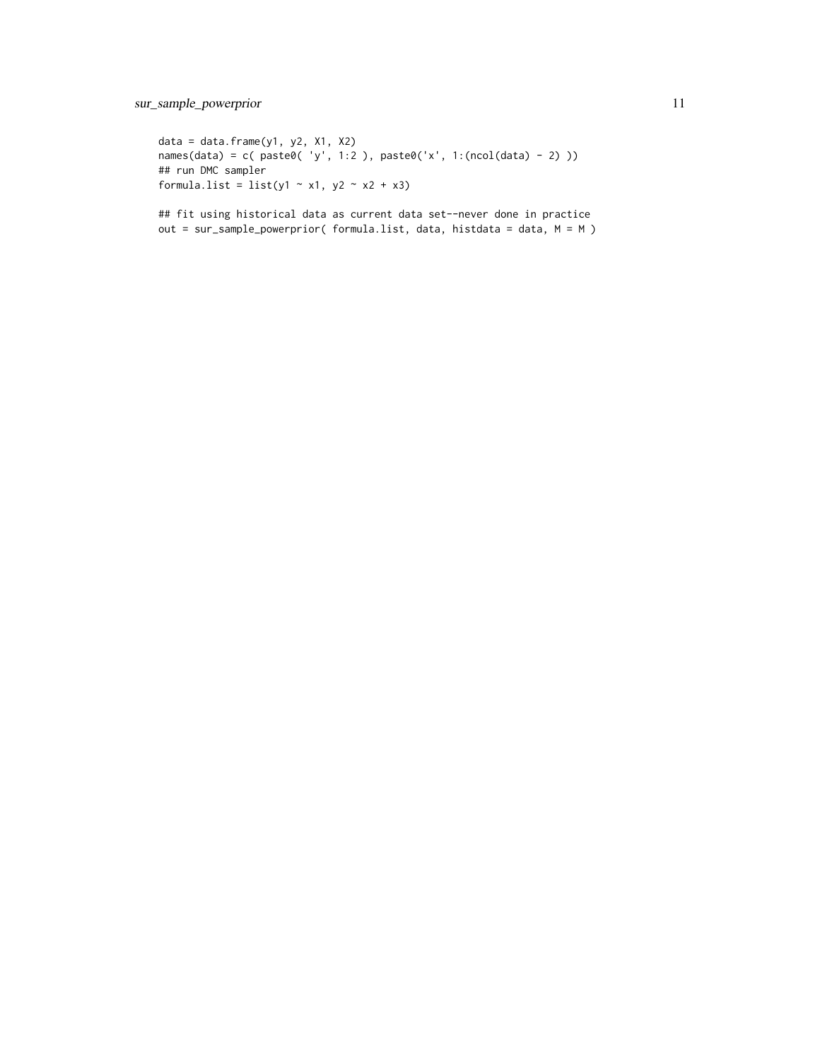```
data = data.frame(y1, y2, X1, X2)
names(data) = c( paste0( 'y', 1:2 ), paste0('x', 1:(ncol(data) - 2) ))
## run DMC sampler
formula.list = list(y1 ~ x1, y2 ~ x2 + x3)

## fit using historical data as current data set--never done in practice
out = sur_sample_powerprior( formula.list, data, histdata = data, M = M )
```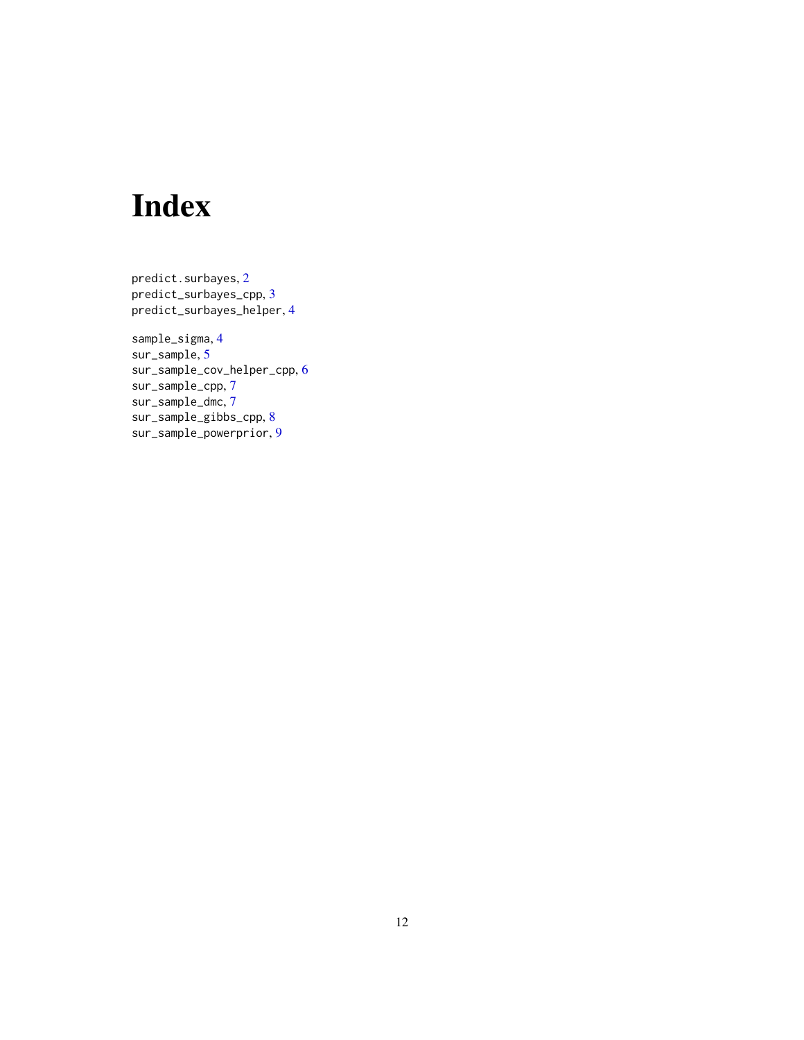# Index

predict.surbayes, 2
predict_surbayes_cpp, 3
predict_surbayes_helper, 4

sample_sigma, 4
sur_sample, 5
sur_sample_cov_helper_cpp, 6
sur_sample_cpp, 7
sur_sample_dmc, 7
sur_sample_gibbs_cpp, 8
sur_sample_powerprior, 9